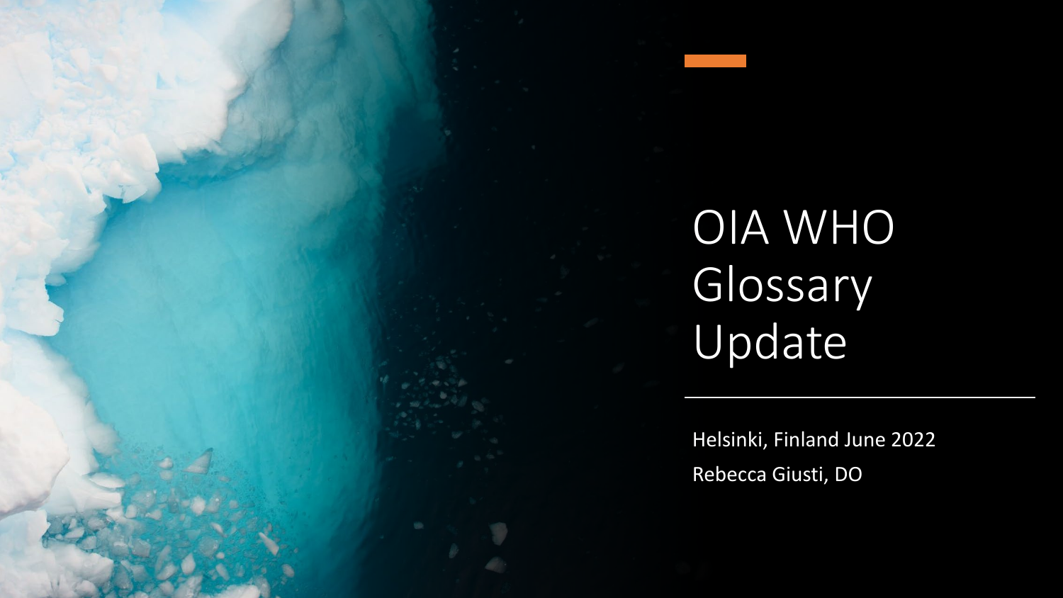# OIA WHO Glossary Update

Helsinki, Finland June 2022

Rebecca Giusti, DO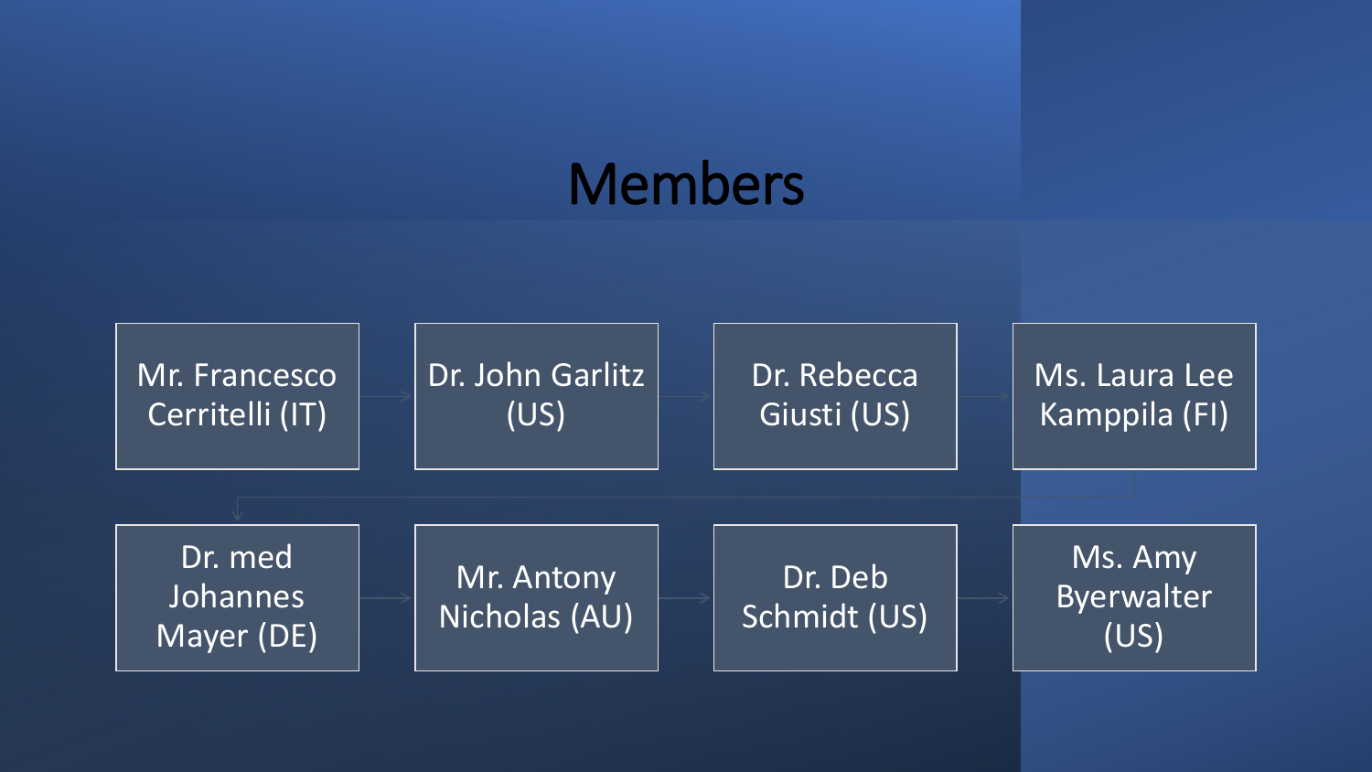# Members

- Mr. Francesco Cerritelli (IT)
- Dr. John Garlitz (US)
- Dr. Rebecca Giusti (US)
- Ms. Laura Lee Kamppila (FI)
- Dr. med Johannes Mayer (DE)
- Mr. Antony Nicholas (AU)
- Dr. Deb Schmidt (US)
- Ms. Amy Byerwalter (US)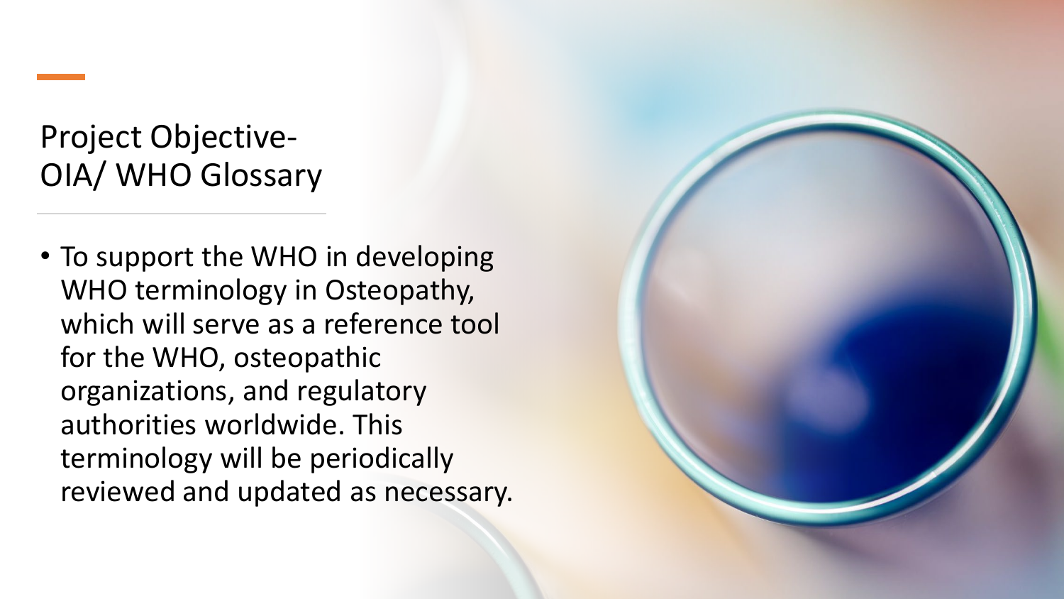# Project Objective-
# OIA/ WHO Glossary

- To support the WHO in developing WHO terminology in Osteopathy, which will serve as a reference tool for the WHO, osteopathic organizations, and regulatory authorities worldwide. This terminology will be periodically reviewed and updated as necessary.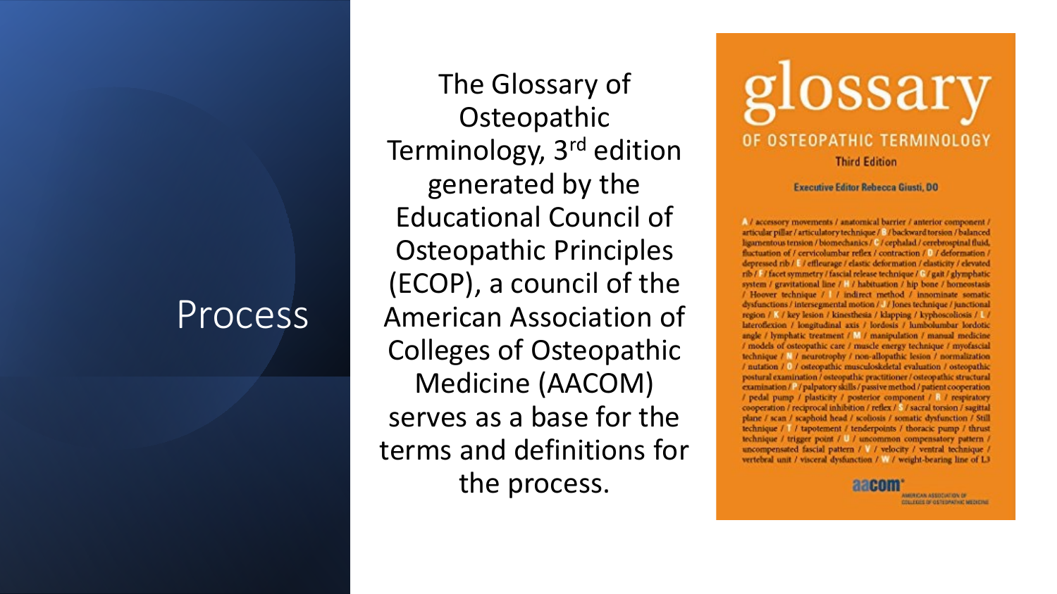# Process

The Glossary of Osteopathic Terminology, 3rd edition generated by the Educational Council of Osteopathic Principles (ECOP), a council of the American Association of Colleges of Osteopathic Medicine (AACOM) serves as a base for the terms and definitions for the process.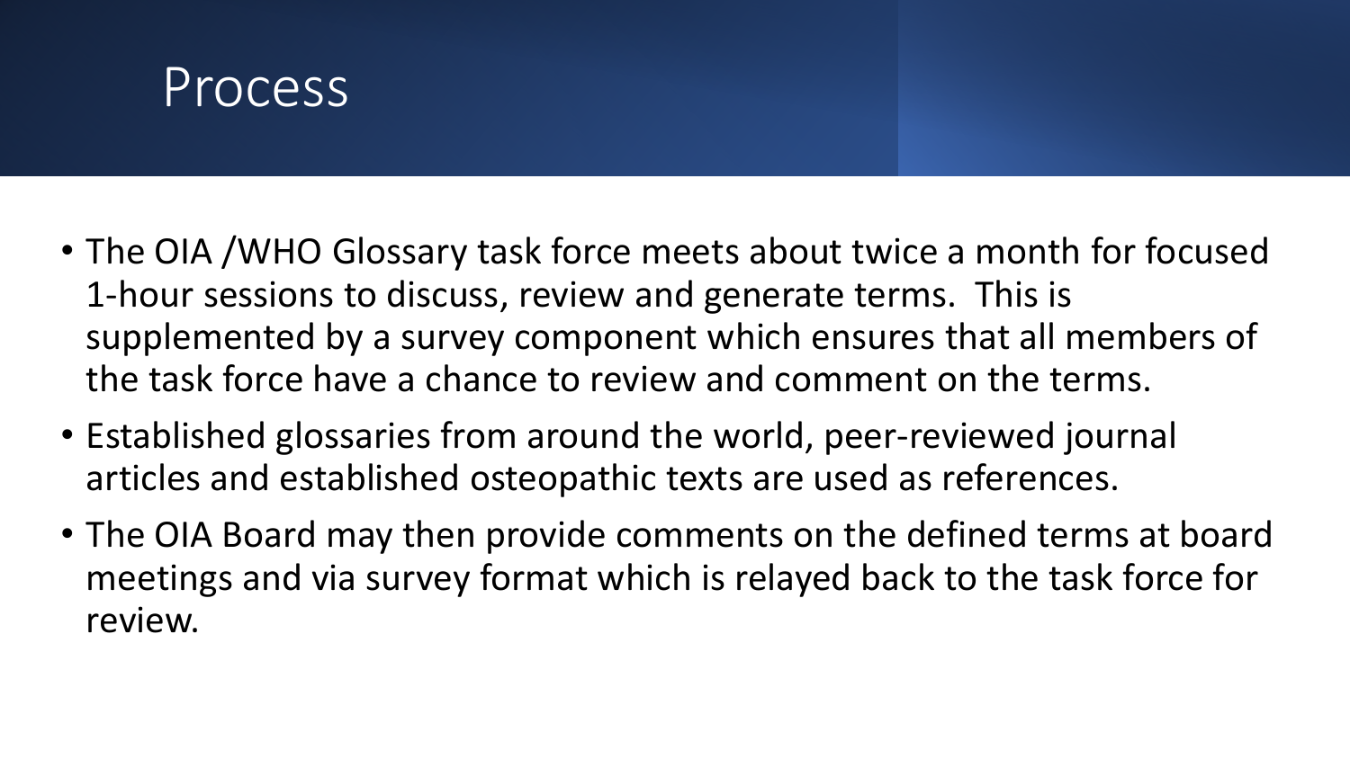# Process

- The OIA /WHO Glossary task force meets about twice a month for focused 1-hour sessions to discuss, review and generate terms. This is supplemented by a survey component which ensures that all members of the task force have a chance to review and comment on the terms.
- Established glossaries from around the world, peer-reviewed journal articles and established osteopathic texts are used as references.
- The OIA Board may then provide comments on the defined terms at board meetings and via survey format which is relayed back to the task force for review.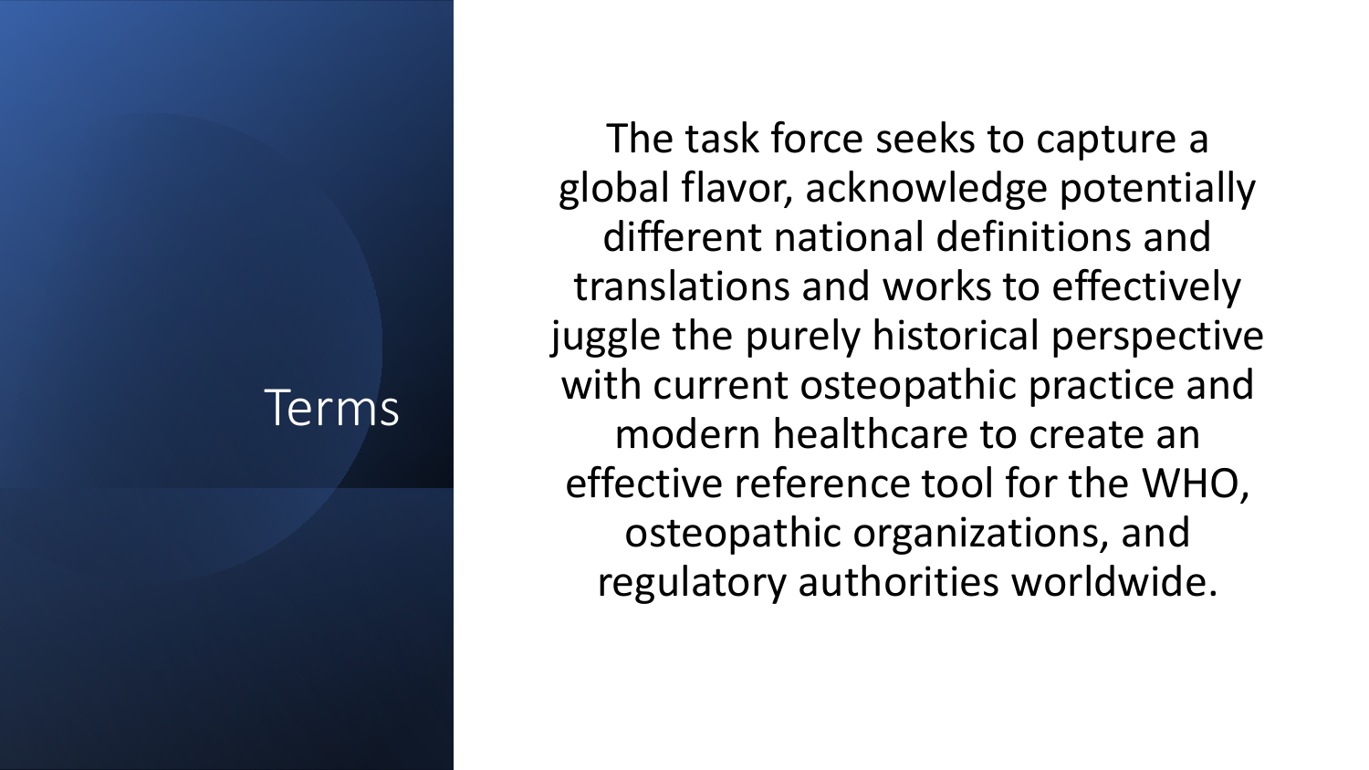# Terms

The task force seeks to capture a global flavor, acknowledge potentially different national definitions and translations and works to effectively juggle the purely historical perspective with current osteopathic practice and modern healthcare to create an effective reference tool for the WHO, osteopathic organizations, and regulatory authorities worldwide.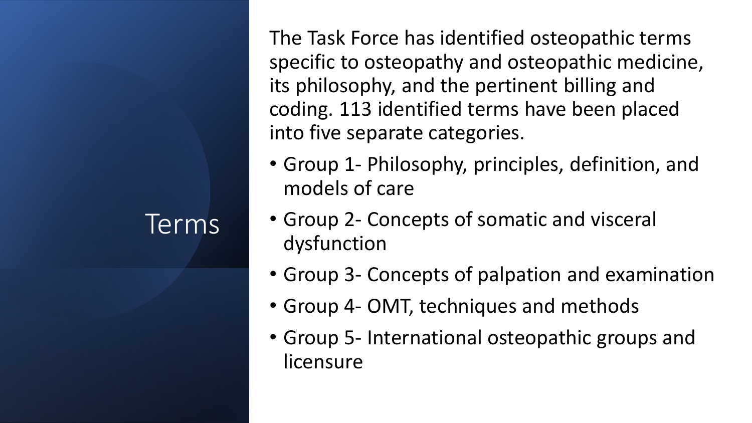# Terms

The Task Force has identified osteopathic terms specific to osteopathy and osteopathic medicine, its philosophy, and the pertinent billing and coding. 113 identified terms have been placed into five separate categories.

- Group 1- Philosophy, principles, definition, and models of care
- Group 2- Concepts of somatic and visceral dysfunction
- Group 3- Concepts of palpation and examination
- Group 4- OMT, techniques and methods
- Group 5- International osteopathic groups and licensure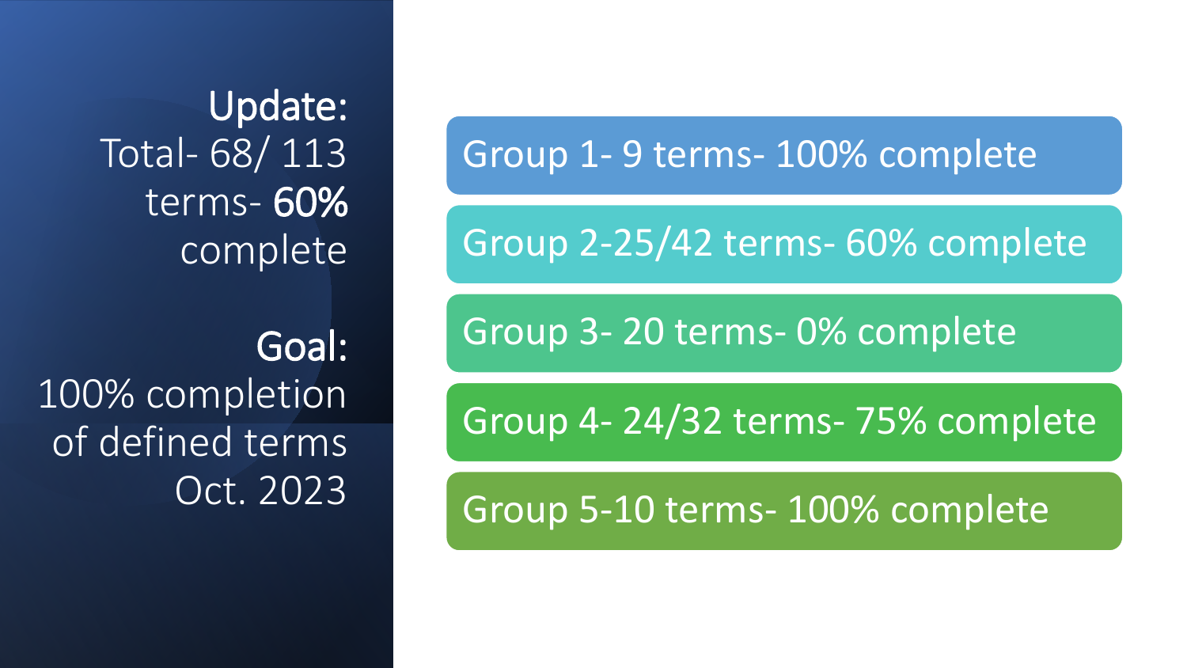**Update:**
Total- 68/ 113 terms- **60%** complete

**Goal:**
100% completion of defined terms Oct. 2023

- Group 1- 9 terms- 100% complete
- Group 2-25/42 terms- 60% complete
- Group 3- 20 terms- 0% complete
- Group 4- 24/32 terms- 75% complete
- Group 5-10 terms- 100% complete